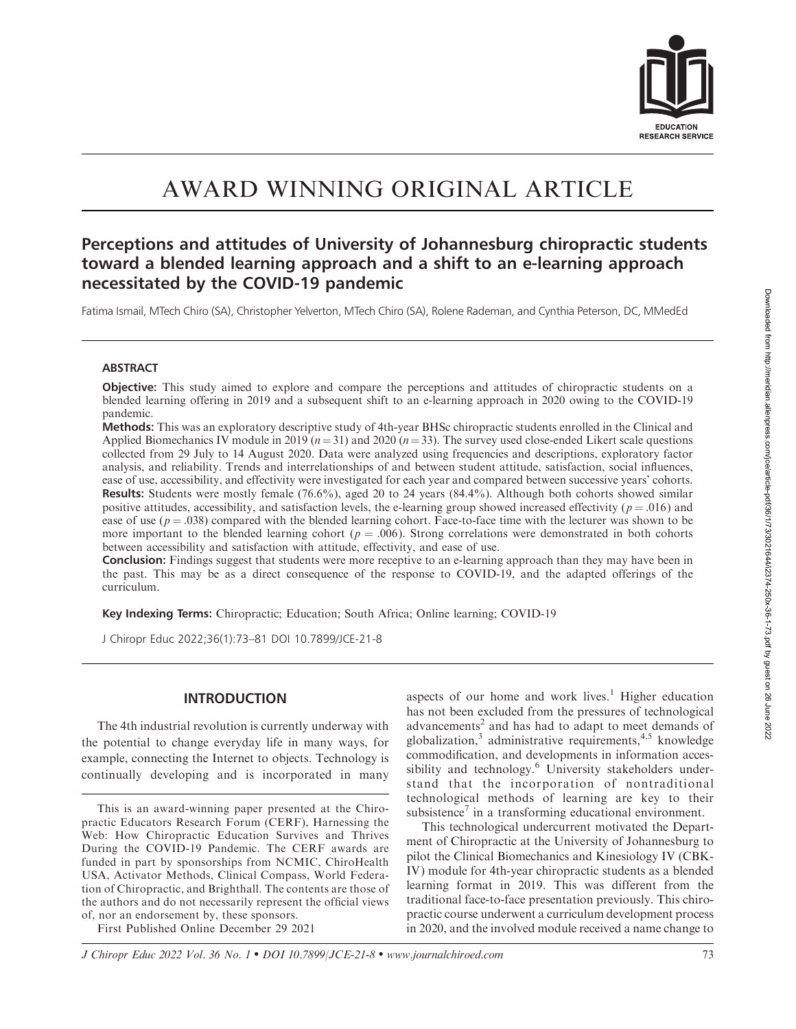# AWARD WINNING ORIGINAL ARTICLE

## Perceptions and attitudes of University of Johannesburg chiropractic students toward a blended learning approach and a shift to an e-learning approach necessitated by the COVID-19 pandemic

Fatima Ismail, MTech Chiro (SA), Christopher Yelverton, MTech Chiro (SA), Rolene Rademan, and Cynthia Peterson, DC, MMedEd

### ABSTRACT

**Objective:** This study aimed to explore and compare the perceptions and attitudes of chiropractic students on a blended learning offering in 2019 and a subsequent shift to an e-learning approach in 2020 owing to the COVID-19 pandemic.

**Methods:** This was an exploratory descriptive study of 4th-year BHSc chiropractic students enrolled in the Clinical and Applied Biomechanics IV module in 2019 ($n = 31$) and 2020 ($n = 33$). The survey used close-ended Likert scale questions collected from 29 July to 14 August 2020. Data were analyzed using frequencies and descriptions, exploratory factor analysis, and reliability. Trends and interrelationships of and between student attitude, satisfaction, social influences, ease of use, accessibility, and effectivity were investigated for each year and compared between successive years' cohorts.

**Results:** Students were mostly female (76.6%), aged 20 to 24 years (84.4%). Although both cohorts showed similar positive attitudes, accessibility, and satisfaction levels, the e-learning group showed increased effectivity ($p = .016$) and ease of use ($p = .038$) compared with the blended learning cohort. Face-to-face time with the lecturer was shown to be more important to the blended learning cohort ($p = .006$). Strong correlations were demonstrated in both cohorts between accessibility and satisfaction with attitude, effectivity, and ease of use.

**Conclusion:** Findings suggest that students were more receptive to an e-learning approach than they may have been in the past. This may be as a direct consequence of the response to COVID-19, and the adapted offerings of the curriculum.

**Key Indexing Terms:** Chiropractic; Education; South Africa; Online learning; COVID-19

J Chiropr Educ 2022;36(1):73–81 DOI 10.7899/JCE-21-8

### INTRODUCTION

The 4th industrial revolution is currently underway with the potential to change everyday life in many ways, for example, connecting the Internet to objects. Technology is continually developing and is incorporated in many aspects of our home and work lives.[1] Higher education has not been excluded from the pressures of technological advancements[2] and has had to adapt to meet demands of globalization,[3] administrative requirements,[4,5] knowledge commodification, and developments in information accessibility and technology.[6] University stakeholders understand that the incorporation of nontraditional technological methods of learning are key to their subsistence[7] in a transforming educational environment.

This technological undercurrent motivated the Department of Chiropractic at the University of Johannesburg to pilot the Clinical Biomechanics and Kinesiology IV (CBK-IV) module for 4th-year chiropractic students as a blended learning format in 2019. This was different from the traditional face-to-face presentation previously. This chiropractic course underwent a curriculum development process in 2020, and the involved module received a name change to

This is an award-winning paper presented at the Chiropractic Educators Research Forum (CERF), Harnessing the Web: How Chiropractic Education Survives and Thrives During the COVID-19 Pandemic. The CERF awards are funded in part by sponsorships from NCMIC, ChiroHealth USA, Activator Methods, Clinical Compass, World Federation of Chiropractic, and Brighthall. The contents are those of the authors and do not necessarily represent the official views of, nor an endorsement by, these sponsors.

First Published Online December 29 2021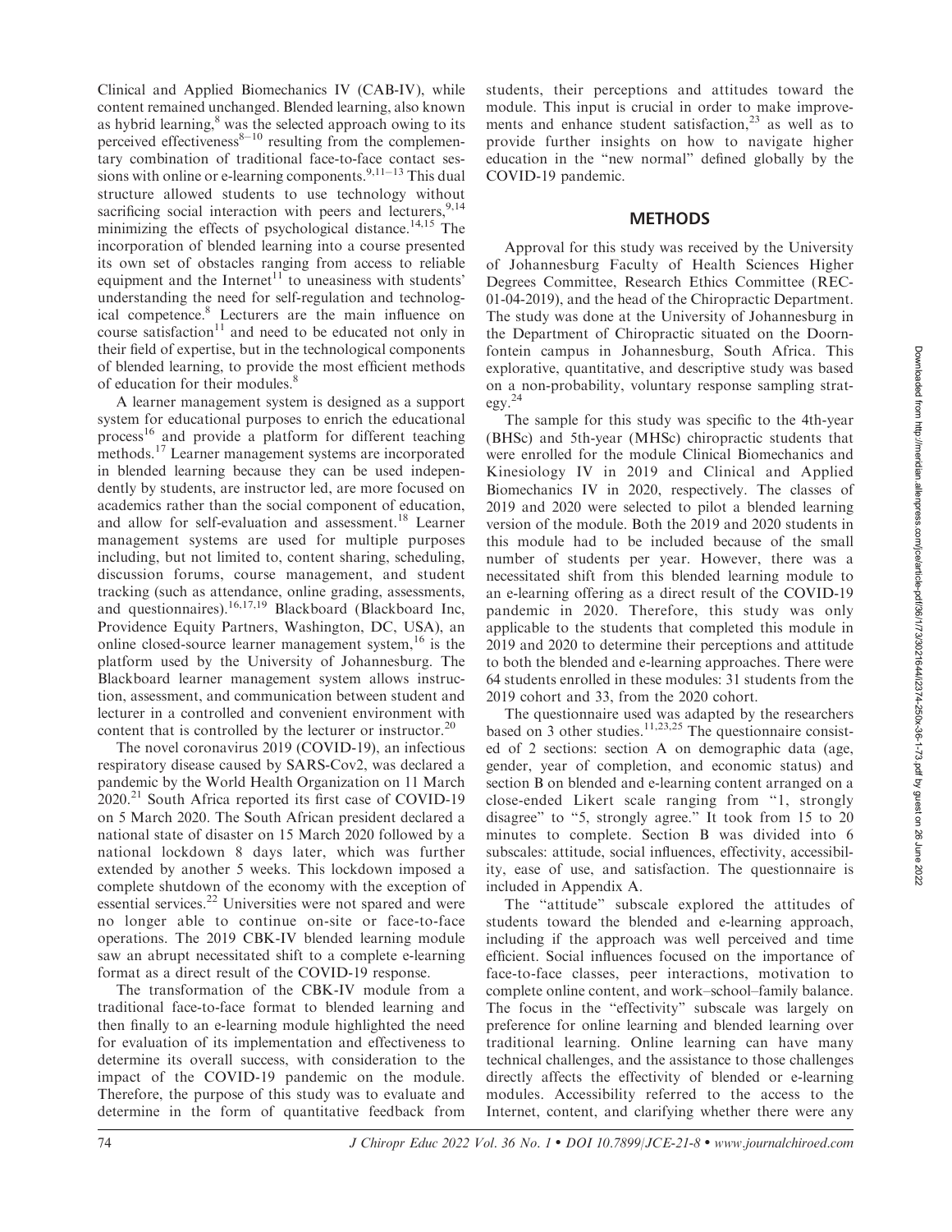Clinical and Applied Biomechanics IV (CAB-IV), while content remained unchanged. Blended learning, also known as hybrid learning,[8] was the selected approach owing to its perceived effectiveness[8–10] resulting from the complementary combination of traditional face-to-face contact sessions with online or e-learning components.[9,11–13] This dual structure allowed students to use technology without sacrificing social interaction with peers and lecturers,[9,14] minimizing the effects of psychological distance.[14,15] The incorporation of blended learning into a course presented its own set of obstacles ranging from access to reliable equipment and the Internet[11] to uneasiness with students' understanding the need for self-regulation and technological competence.[8] Lecturers are the main influence on course satisfaction[11] and need to be educated not only in their field of expertise, but in the technological components of blended learning, to provide the most efficient methods of education for their modules.[8]

A learner management system is designed as a support system for educational purposes to enrich the educational process[16] and provide a platform for different teaching methods.[17] Learner management systems are incorporated in blended learning because they can be used independently by students, are instructor led, are more focused on academics rather than the social component of education, and allow for self-evaluation and assessment.[18] Learner management systems are used for multiple purposes including, but not limited to, content sharing, scheduling, discussion forums, course management, and student tracking (such as attendance, online grading, assessments, and questionnaires).[16,17,19] Blackboard (Blackboard Inc, Providence Equity Partners, Washington, DC, USA), an online closed-source learner management system,[16] is the platform used by the University of Johannesburg. The Blackboard learner management system allows instruction, assessment, and communication between student and lecturer in a controlled and convenient environment with content that is controlled by the lecturer or instructor.[20]

The novel coronavirus 2019 (COVID-19), an infectious respiratory disease caused by SARS-Cov2, was declared a pandemic by the World Health Organization on 11 March 2020.[21] South Africa reported its first case of COVID-19 on 5 March 2020. The South African president declared a national state of disaster on 15 March 2020 followed by a national lockdown 8 days later, which was further extended by another 5 weeks. This lockdown imposed a complete shutdown of the economy with the exception of essential services.[22] Universities were not spared and were no longer able to continue on-site or face-to-face operations. The 2019 CBK-IV blended learning module saw an abrupt necessitated shift to a complete e-learning format as a direct result of the COVID-19 response.

The transformation of the CBK-IV module from a traditional face-to-face format to blended learning and then finally to an e-learning module highlighted the need for evaluation of its implementation and effectiveness to determine its overall success, with consideration to the impact of the COVID-19 pandemic on the module. Therefore, the purpose of this study was to evaluate and determine in the form of quantitative feedback from students, their perceptions and attitudes toward the module. This input is crucial in order to make improvements and enhance student satisfaction,[23] as well as to provide further insights on how to navigate higher education in the "new normal" defined globally by the COVID-19 pandemic.

## METHODS

Approval for this study was received by the University of Johannesburg Faculty of Health Sciences Higher Degrees Committee, Research Ethics Committee (REC-01-04-2019), and the head of the Chiropractic Department. The study was done at the University of Johannesburg in the Department of Chiropractic situated on the Doornfontein campus in Johannesburg, South Africa. This explorative, quantitative, and descriptive study was based on a non-probability, voluntary response sampling strategy.[24]

The sample for this study was specific to the 4th-year (BHSc) and 5th-year (MHSc) chiropractic students that were enrolled for the module Clinical Biomechanics and Kinesiology IV in 2019 and Clinical and Applied Biomechanics IV in 2020, respectively. The classes of 2019 and 2020 were selected to pilot a blended learning version of the module. Both the 2019 and 2020 students in this module had to be included because of the small number of students per year. However, there was a necessitated shift from this blended learning module to an e-learning offering as a direct result of the COVID-19 pandemic in 2020. Therefore, this study was only applicable to the students that completed this module in 2019 and 2020 to determine their perceptions and attitude to both the blended and e-learning approaches. There were 64 students enrolled in these modules: 31 students from the 2019 cohort and 33, from the 2020 cohort.

The questionnaire used was adapted by the researchers based on 3 other studies.[11,23,25] The questionnaire consisted of 2 sections: section A on demographic data (age, gender, year of completion, and economic status) and section B on blended and e-learning content arranged on a close-ended Likert scale ranging from "1, strongly disagree" to "5, strongly agree." It took from 15 to 20 minutes to complete. Section B was divided into 6 subscales: attitude, social influences, effectivity, accessibility, ease of use, and satisfaction. The questionnaire is included in Appendix A.

The "attitude" subscale explored the attitudes of students toward the blended and e-learning approach, including if the approach was well perceived and time efficient. Social influences focused on the importance of face-to-face classes, peer interactions, motivation to complete online content, and work–school–family balance. The focus in the "effectivity" subscale was largely on preference for online learning and blended learning over traditional learning. Online learning can have many technical challenges, and the assistance to those challenges directly affects the effectivity of blended or e-learning modules. Accessibility referred to the access to the Internet, content, and clarifying whether there were any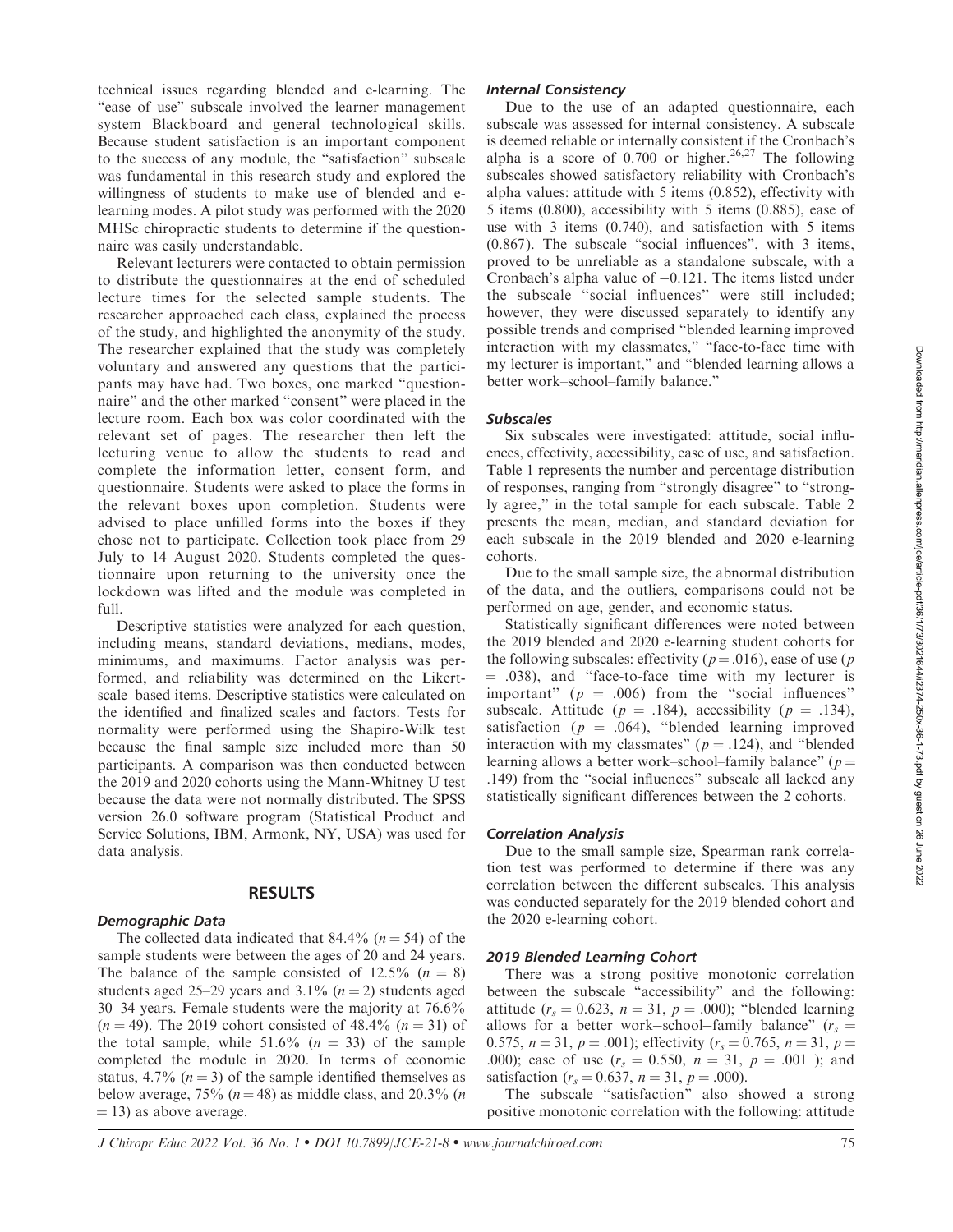technical issues regarding blended and e-learning. The "ease of use" subscale involved the learner management system Blackboard and general technological skills. Because student satisfaction is an important component to the success of any module, the "satisfaction" subscale was fundamental in this research study and explored the willingness of students to make use of blended and e-learning modes. A pilot study was performed with the 2020 MHSc chiropractic students to determine if the questionnaire was easily understandable.

Relevant lecturers were contacted to obtain permission to distribute the questionnaires at the end of scheduled lecture times for the selected sample students. The researcher approached each class, explained the process of the study, and highlighted the anonymity of the study. The researcher explained that the study was completely voluntary and answered any questions that the participants may have had. Two boxes, one marked "questionnaire" and the other marked "consent" were placed in the lecture room. Each box was color coordinated with the relevant set of pages. The researcher then left the lecturing venue to allow the students to read and complete the information letter, consent form, and questionnaire. Students were asked to place the forms in the relevant boxes upon completion. Students were advised to place unfilled forms into the boxes if they chose not to participate. Collection took place from 29 July to 14 August 2020. Students completed the questionnaire upon returning to the university once the lockdown was lifted and the module was completed in full.

Descriptive statistics were analyzed for each question, including means, standard deviations, medians, modes, minimums, and maximums. Factor analysis was performed, and reliability was determined on the Likert-scale–based items. Descriptive statistics were calculated on the identified and finalized scales and factors. Tests for normality were performed using the Shapiro-Wilk test because the final sample size included more than 50 participants. A comparison was then conducted between the 2019 and 2020 cohorts using the Mann-Whitney U test because the data were not normally distributed. The SPSS version 26.0 software program (Statistical Product and Service Solutions, IBM, Armonk, NY, USA) was used for data analysis.

## RESULTS

### Demographic Data

The collected data indicated that 84.4% ($n = 54$) of the sample students were between the ages of 20 and 24 years. The balance of the sample consisted of 12.5% ($n = 8$) students aged 25–29 years and 3.1% ($n = 2$) students aged 30–34 years. Female students were the majority at 76.6% ($n = 49$). The 2019 cohort consisted of 48.4% ($n = 31$) of the total sample, while 51.6% ($n = 33$) of the sample completed the module in 2020. In terms of economic status, 4.7% ($n = 3$) of the sample identified themselves as below average, 75% ($n = 48$) as middle class, and 20.3% ($n = 13$) as above average.

### Internal Consistency

Due to the use of an adapted questionnaire, each subscale was assessed for internal consistency. A subscale is deemed reliable or internally consistent if the Cronbach's alpha is a score of 0.700 or higher.[26,27] The following subscales showed satisfactory reliability with Cronbach's alpha values: attitude with 5 items (0.852), effectivity with 5 items (0.800), accessibility with 5 items (0.885), ease of use with 3 items (0.740), and satisfaction with 5 items (0.867). The subscale "social influences", with 3 items, proved to be unreliable as a standalone subscale, with a Cronbach's alpha value of −0.121. The items listed under the subscale "social influences" were still included; however, they were discussed separately to identify any possible trends and comprised "blended learning improved interaction with my classmates," "face-to-face time with my lecturer is important," and "blended learning allows a better work–school–family balance."

### Subscales

Six subscales were investigated: attitude, social influences, effectivity, accessibility, ease of use, and satisfaction. Table 1 represents the number and percentage distribution of responses, ranging from "strongly disagree" to "strongly agree," in the total sample for each subscale. Table 2 presents the mean, median, and standard deviation for each subscale in the 2019 blended and 2020 e-learning cohorts.

Due to the small sample size, the abnormal distribution of the data, and the outliers, comparisons could not be performed on age, gender, and economic status.

Statistically significant differences were noted between the 2019 blended and 2020 e-learning student cohorts for the following subscales: effectivity ($p = .016$), ease of use ($p = .038$), and "face-to-face time with my lecturer is important" ($p = .006$) from the "social influences" subscale. Attitude ($p = .184$), accessibility ($p = .134$), satisfaction ($p = .064$), "blended learning improved interaction with my classmates" ($p = .124$), and "blended learning allows a better work–school–family balance" ($p = .149$) from the "social influences" subscale all lacked any statistically significant differences between the 2 cohorts.

### Correlation Analysis

Due to the small sample size, Spearman rank correlation test was performed to determine if there was any correlation between the different subscales. This analysis was conducted separately for the 2019 blended cohort and the 2020 e-learning cohort.

### 2019 Blended Learning Cohort

There was a strong positive monotonic correlation between the subscale "accessibility" and the following: attitude ($r_s = 0.623$, $n = 31$, $p = .000$); "blended learning allows for a better work–school–family balance" ($r_s = 0.575$, $n = 31$, $p = .001$); effectivity ($r_s = 0.765$, $n = 31$, $p = .000$); ease of use ($r_s = 0.550$, $n = 31$, $p = .001$ ); and satisfaction ($r_s = 0.637$, $n = 31$, $p = .000$).

The subscale "satisfaction" also showed a strong positive monotonic correlation with the following: attitude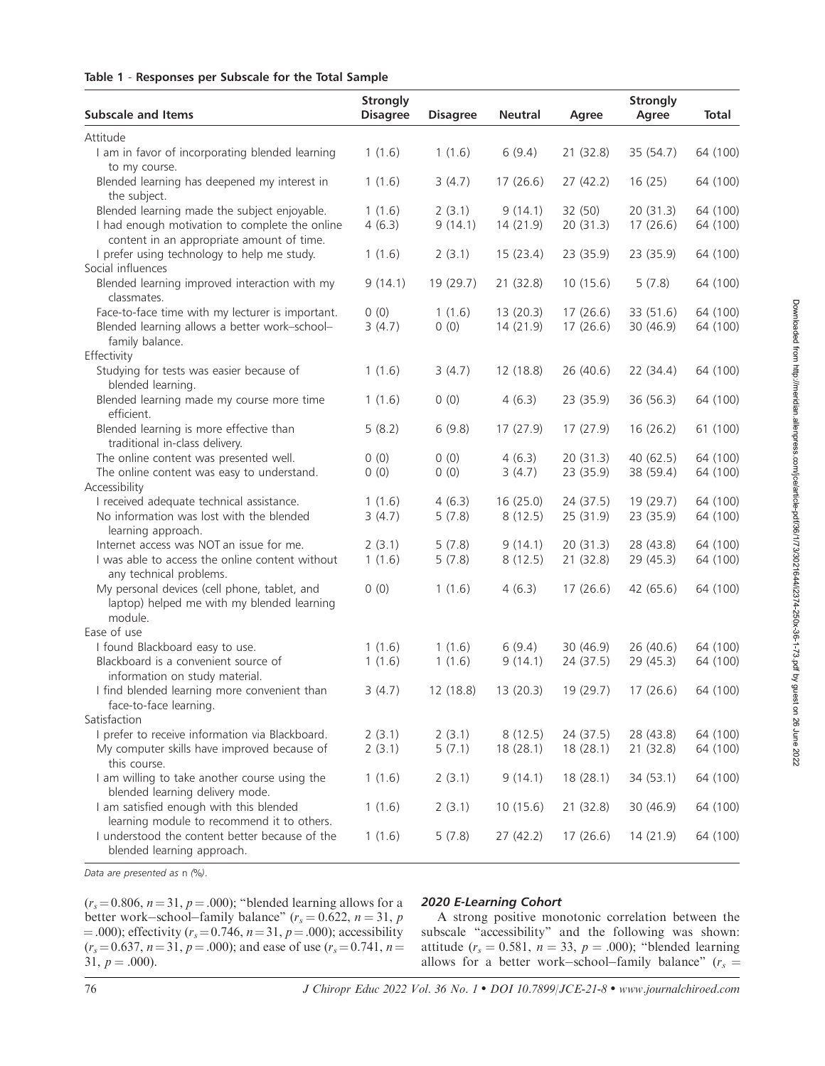**Table 1 - Responses per Subscale for the Total Sample**

| Subscale and Items | Strongly Disagree | Disagree | Neutral | Agree | Strongly Agree | Total |
|---|---|---|---|---|---|---|
| Attitude | | | | | | |
| I am in favor of incorporating blended learning to my course. | 1 (1.6) | 1 (1.6) | 6 (9.4) | 21 (32.8) | 35 (54.7) | 64 (100) |
| Blended learning has deepened my interest in the subject. | 1 (1.6) | 3 (4.7) | 17 (26.6) | 27 (42.2) | 16 (25) | 64 (100) |
| Blended learning made the subject enjoyable. | 1 (1.6) | 2 (3.1) | 9 (14.1) | 32 (50) | 20 (31.3) | 64 (100) |
| I had enough motivation to complete the online content in an appropriate amount of time. | 4 (6.3) | 9 (14.1) | 14 (21.9) | 20 (31.3) | 17 (26.6) | 64 (100) |
| I prefer using technology to help me study. | 1 (1.6) | 2 (3.1) | 15 (23.4) | 23 (35.9) | 23 (35.9) | 64 (100) |
| Social influences | | | | | | |
| Blended learning improved interaction with my classmates. | 9 (14.1) | 19 (29.7) | 21 (32.8) | 10 (15.6) | 5 (7.8) | 64 (100) |
| Face-to-face time with my lecturer is important. | 0 (0) | 1 (1.6) | 13 (20.3) | 17 (26.6) | 33 (51.6) | 64 (100) |
| Blended learning allows a better work–school–family balance. | 3 (4.7) | 0 (0) | 14 (21.9) | 17 (26.6) | 30 (46.9) | 64 (100) |
| Effectivity | | | | | | |
| Studying for tests was easier because of blended learning. | 1 (1.6) | 3 (4.7) | 12 (18.8) | 26 (40.6) | 22 (34.4) | 64 (100) |
| Blended learning made my course more time efficient. | 1 (1.6) | 0 (0) | 4 (6.3) | 23 (35.9) | 36 (56.3) | 64 (100) |
| Blended learning is more effective than traditional in-class delivery. | 5 (8.2) | 6 (9.8) | 17 (27.9) | 17 (27.9) | 16 (26.2) | 61 (100) |
| The online content was presented well. | 0 (0) | 0 (0) | 4 (6.3) | 20 (31.3) | 40 (62.5) | 64 (100) |
| The online content was easy to understand. | 0 (0) | 0 (0) | 3 (4.7) | 23 (35.9) | 38 (59.4) | 64 (100) |
| Accessibility | | | | | | |
| I received adequate technical assistance. | 1 (1.6) | 4 (6.3) | 16 (25.0) | 24 (37.5) | 19 (29.7) | 64 (100) |
| No information was lost with the blended learning approach. | 3 (4.7) | 5 (7.8) | 8 (12.5) | 25 (31.9) | 23 (35.9) | 64 (100) |
| Internet access was NOT an issue for me. | 2 (3.1) | 5 (7.8) | 9 (14.1) | 20 (31.3) | 28 (43.8) | 64 (100) |
| I was able to access the online content without any technical problems. | 1 (1.6) | 5 (7.8) | 8 (12.5) | 21 (32.8) | 29 (45.3) | 64 (100) |
| My personal devices (cell phone, tablet, and laptop) helped me with my blended learning module. | 0 (0) | 1 (1.6) | 4 (6.3) | 17 (26.6) | 42 (65.6) | 64 (100) |
| Ease of use | | | | | | |
| I found Blackboard easy to use. | 1 (1.6) | 1 (1.6) | 6 (9.4) | 30 (46.9) | 26 (40.6) | 64 (100) |
| Blackboard is a convenient source of information on study material. | 1 (1.6) | 1 (1.6) | 9 (14.1) | 24 (37.5) | 29 (45.3) | 64 (100) |
| I find blended learning more convenient than face-to-face learning. | 3 (4.7) | 12 (18.8) | 13 (20.3) | 19 (29.7) | 17 (26.6) | 64 (100) |
| Satisfaction | | | | | | |
| I prefer to receive information via Blackboard. | 2 (3.1) | 2 (3.1) | 8 (12.5) | 24 (37.5) | 28 (43.8) | 64 (100) |
| My computer skills have improved because of this course. | 2 (3.1) | 5 (7.1) | 18 (28.1) | 18 (28.1) | 21 (32.8) | 64 (100) |
| I am willing to take another course using the blended learning delivery mode. | 1 (1.6) | 2 (3.1) | 9 (14.1) | 18 (28.1) | 34 (53.1) | 64 (100) |
| I am satisfied enough with this blended learning module to recommend it to others. | 1 (1.6) | 2 (3.1) | 10 (15.6) | 21 (32.8) | 30 (46.9) | 64 (100) |
| I understood the content better because of the blended learning approach. | 1 (1.6) | 5 (7.8) | 27 (42.2) | 17 (26.6) | 14 (21.9) | 64 (100) |

*Data are presented as* n *(%).*

($r_s = 0.806$, $n = 31$, $p = .000$); "blended learning allows for a better work–school–family balance" ($r_s = 0.622$, $n = 31$, $p = .000$); effectivity ($r_s = 0.746$, $n = 31$, $p = .000$); accessibility ($r_s = 0.637$, $n = 31$, $p = .000$); and ease of use ($r_s = 0.741$, $n = 31$, $p = .000$).

### *2020 E-Learning Cohort*

A strong positive monotonic correlation between the subscale "accessibility" and the following was shown: attitude ($r_s = 0.581$, $n = 33$, $p = .000$); "blended learning allows for a better work–school–family balance" ($r_s =$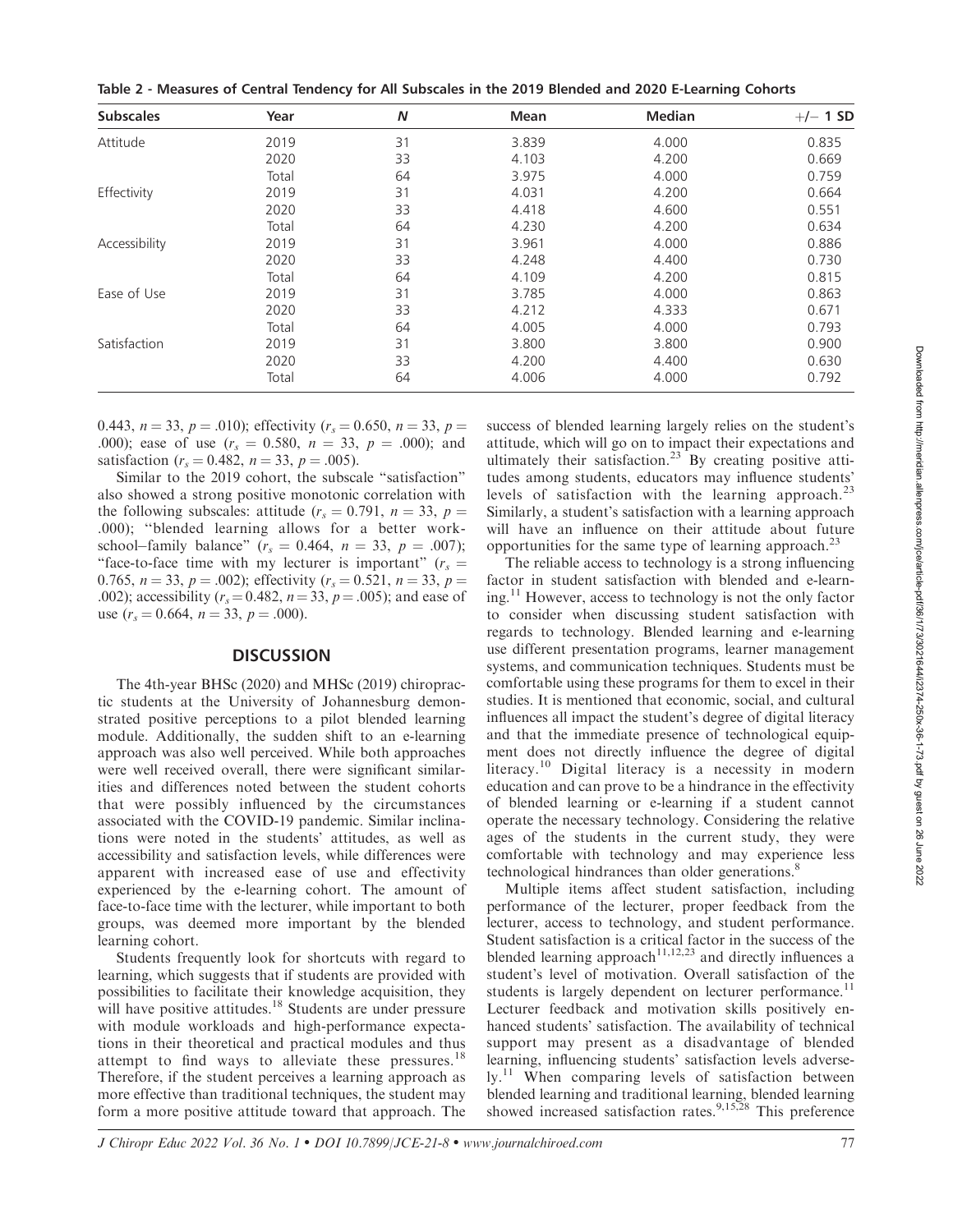Table 2 - Measures of Central Tendency for All Subscales in the 2019 Blended and 2020 E-Learning Cohorts

| Subscales | Year | N | Mean | Median | +/− 1 SD |
|---|---|---|---|---|---|
| Attitude | 2019 | 31 | 3.839 | 4.000 | 0.835 |
| | 2020 | 33 | 4.103 | 4.200 | 0.669 |
| | Total | 64 | 3.975 | 4.000 | 0.759 |
| Effectivity | 2019 | 31 | 4.031 | 4.200 | 0.664 |
| | 2020 | 33 | 4.418 | 4.600 | 0.551 |
| | Total | 64 | 4.230 | 4.200 | 0.634 |
| Accessibility | 2019 | 31 | 3.961 | 4.000 | 0.886 |
| | 2020 | 33 | 4.248 | 4.400 | 0.730 |
| | Total | 64 | 4.109 | 4.200 | 0.815 |
| Ease of Use | 2019 | 31 | 3.785 | 4.000 | 0.863 |
| | 2020 | 33 | 4.212 | 4.333 | 0.671 |
| | Total | 64 | 4.005 | 4.000 | 0.793 |
| Satisfaction | 2019 | 31 | 3.800 | 3.800 | 0.900 |
| | 2020 | 33 | 4.200 | 4.400 | 0.630 |
| | Total | 64 | 4.006 | 4.000 | 0.792 |

0.443, $n = 33$, $p = .010$); effectivity ($r_s = 0.650$, $n = 33$, $p = .000$); ease of use ($r_s = 0.580$, $n = 33$, $p = .000$); and satisfaction ($r_s = 0.482$, $n = 33$, $p = .005$).

Similar to the 2019 cohort, the subscale "satisfaction" also showed a strong positive monotonic correlation with the following subscales: attitude ($r_s = 0.791$, $n = 33$, $p = .000$); "blended learning allows for a better work-school–family balance" ($r_s = 0.464$, $n = 33$, $p = .007$); "face-to-face time with my lecturer is important" ($r_s = 0.765$, $n = 33$, $p = .002$); effectivity ($r_s = 0.521$, $n = 33$, $p = .002$); accessibility ($r_s = 0.482$, $n = 33$, $p = .005$); and ease of use ($r_s = 0.664$, $n = 33$, $p = .000$).

## DISCUSSION

The 4th-year BHSc (2020) and MHSc (2019) chiropractic students at the University of Johannesburg demonstrated positive perceptions to a pilot blended learning module. Additionally, the sudden shift to an e-learning approach was also well perceived. While both approaches were well received overall, there were significant similarities and differences noted between the student cohorts that were possibly influenced by the circumstances associated with the COVID-19 pandemic. Similar inclinations were noted in the students' attitudes, as well as accessibility and satisfaction levels, while differences were apparent with increased ease of use and effectivity experienced by the e-learning cohort. The amount of face-to-face time with the lecturer, while important to both groups, was deemed more important by the blended learning cohort.

Students frequently look for shortcuts with regard to learning, which suggests that if students are provided with possibilities to facilitate their knowledge acquisition, they will have positive attitudes.[18] Students are under pressure with module workloads and high-performance expectations in their theoretical and practical modules and thus attempt to find ways to alleviate these pressures.[18] Therefore, if the student perceives a learning approach as more effective than traditional techniques, the student may form a more positive attitude toward that approach. The success of blended learning largely relies on the student's attitude, which will go on to impact their expectations and ultimately their satisfaction.[23] By creating positive attitudes among students, educators may influence students' levels of satisfaction with the learning approach.[23] Similarly, a student's satisfaction with a learning approach will have an influence on their attitude about future opportunities for the same type of learning approach.[23]

The reliable access to technology is a strong influencing factor in student satisfaction with blended and e-learning.[11] However, access to technology is not the only factor to consider when discussing student satisfaction with regards to technology. Blended learning and e-learning use different presentation programs, learner management systems, and communication techniques. Students must be comfortable using these programs for them to excel in their studies. It is mentioned that economic, social, and cultural influences all impact the student's degree of digital literacy and that the immediate presence of technological equipment does not directly influence the degree of digital literacy.[10] Digital literacy is a necessity in modern education and can prove to be a hindrance in the effectivity of blended learning or e-learning if a student cannot operate the necessary technology. Considering the relative ages of the students in the current study, they were comfortable with technology and may experience less technological hindrances than older generations.[8]

Multiple items affect student satisfaction, including performance of the lecturer, proper feedback from the lecturer, access to technology, and student performance. Student satisfaction is a critical factor in the success of the blended learning approach[11,12,23] and directly influences a student's level of motivation. Overall satisfaction of the students is largely dependent on lecturer performance.[11] Lecturer feedback and motivation skills positively enhanced students' satisfaction. The availability of technical support may present as a disadvantage of blended learning, influencing students' satisfaction levels adversely.[11] When comparing levels of satisfaction between blended learning and traditional learning, blended learning showed increased satisfaction rates.[9,15,28] This preference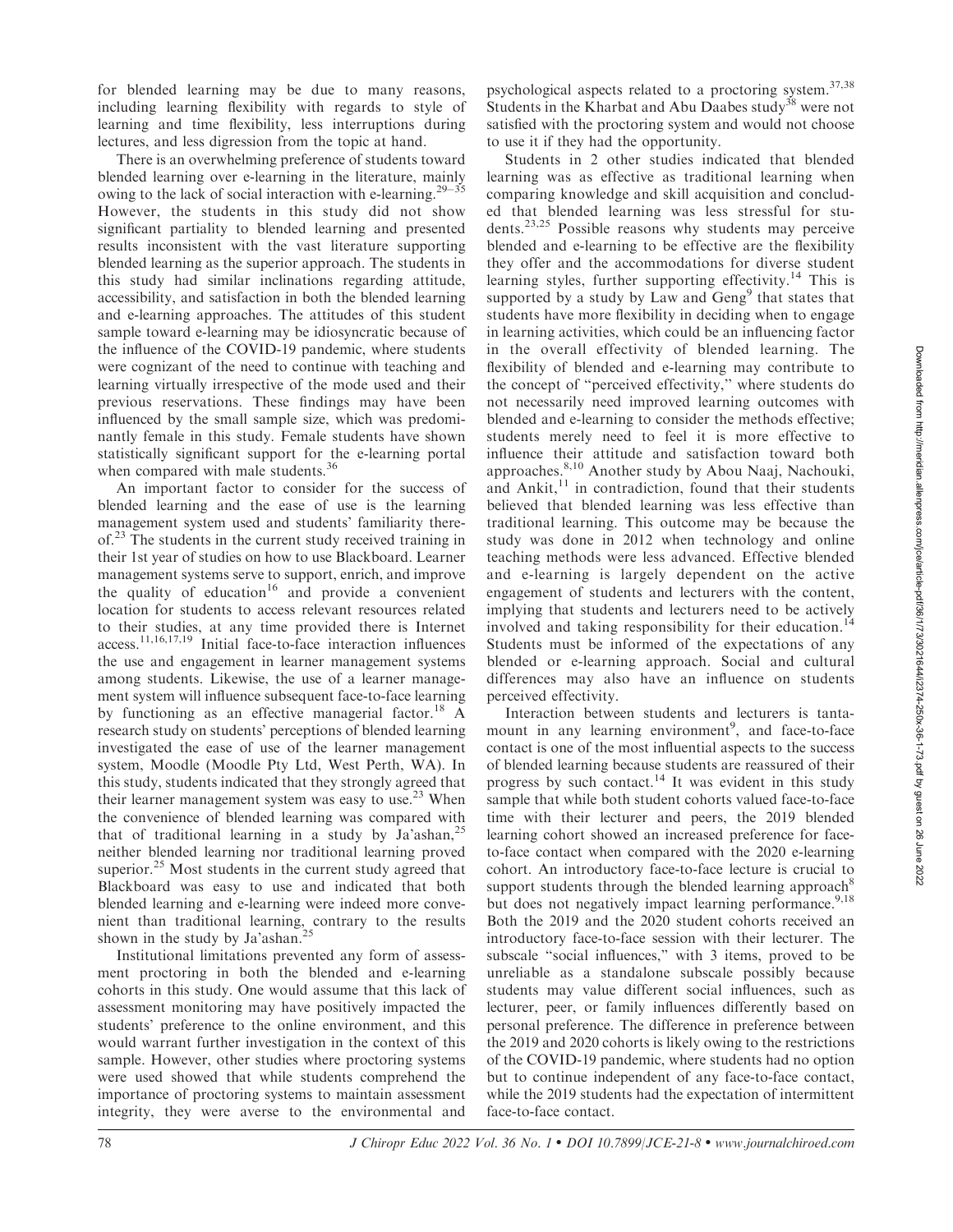for blended learning may be due to many reasons, including learning flexibility with regards to style of learning and time flexibility, less interruptions during lectures, and less digression from the topic at hand.

There is an overwhelming preference of students toward blended learning over e-learning in the literature, mainly owing to the lack of social interaction with e-learning.[29–35] However, the students in this study did not show significant partiality to blended learning and presented results inconsistent with the vast literature supporting blended learning as the superior approach. The students in this study had similar inclinations regarding attitude, accessibility, and satisfaction in both the blended learning and e-learning approaches. The attitudes of this student sample toward e-learning may be idiosyncratic because of the influence of the COVID-19 pandemic, where students were cognizant of the need to continue with teaching and learning virtually irrespective of the mode used and their previous reservations. These findings may have been influenced by the small sample size, which was predominantly female in this study. Female students have shown statistically significant support for the e-learning portal when compared with male students.[36]

An important factor to consider for the success of blended learning and the ease of use is the learning management system used and students' familiarity thereof.[23] The students in the current study received training in their 1st year of studies on how to use Blackboard. Learner management systems serve to support, enrich, and improve the quality of education[16] and provide a convenient location for students to access relevant resources related to their studies, at any time provided there is Internet access.[11,16,17,19] Initial face-to-face interaction influences the use and engagement in learner management systems among students. Likewise, the use of a learner management system will influence subsequent face-to-face learning by functioning as an effective managerial factor.[18] A research study on students' perceptions of blended learning investigated the ease of use of the learner management system, Moodle (Moodle Pty Ltd, West Perth, WA). In this study, students indicated that they strongly agreed that their learner management system was easy to use.[23] When the convenience of blended learning was compared with that of traditional learning in a study by Ja'ashan,[25] neither blended learning nor traditional learning proved superior.[25] Most students in the current study agreed that Blackboard was easy to use and indicated that both blended learning and e-learning were indeed more convenient than traditional learning, contrary to the results shown in the study by Ja'ashan.[25]

Institutional limitations prevented any form of assessment proctoring in both the blended and e-learning cohorts in this study. One would assume that this lack of assessment monitoring may have positively impacted the students' preference to the online environment, and this would warrant further investigation in the context of this sample. However, other studies where proctoring systems were used showed that while students comprehend the importance of proctoring systems to maintain assessment integrity, they were averse to the environmental and psychological aspects related to a proctoring system.[37,38] Students in the Kharbat and Abu Daabes study[38] were not satisfied with the proctoring system and would not choose to use it if they had the opportunity.

Students in 2 other studies indicated that blended learning was as effective as traditional learning when comparing knowledge and skill acquisition and concluded that blended learning was less stressful for students.[23,25] Possible reasons why students may perceive blended and e-learning to be effective are the flexibility they offer and the accommodations for diverse student learning styles, further supporting effectivity.[14] This is supported by a study by Law and Geng[9] that states that students have more flexibility in deciding when to engage in learning activities, which could be an influencing factor in the overall effectivity of blended learning. The flexibility of blended and e-learning may contribute to the concept of "perceived effectivity," where students do not necessarily need improved learning outcomes with blended and e-learning to consider the methods effective; students merely need to feel it is more effective to influence their attitude and satisfaction toward both approaches.[8,10] Another study by Abou Naaj, Nachouki, and Ankit,[11] in contradiction, found that their students believed that blended learning was less effective than traditional learning. This outcome may be because the study was done in 2012 when technology and online teaching methods were less advanced. Effective blended and e-learning is largely dependent on the active engagement of students and lecturers with the content, implying that students and lecturers need to be actively involved and taking responsibility for their education.[14] Students must be informed of the expectations of any blended or e-learning approach. Social and cultural differences may also have an influence on students perceived effectivity.

Interaction between students and lecturers is tantamount in any learning environment[9], and face-to-face contact is one of the most influential aspects to the success of blended learning because students are reassured of their progress by such contact.[14] It was evident in this study sample that while both student cohorts valued face-to-face time with their lecturer and peers, the 2019 blended learning cohort showed an increased preference for face-to-face contact when compared with the 2020 e-learning cohort. An introductory face-to-face lecture is crucial to support students through the blended learning approach[8] but does not negatively impact learning performance.[9,18] Both the 2019 and the 2020 student cohorts received an introductory face-to-face session with their lecturer. The subscale "social influences," with 3 items, proved to be unreliable as a standalone subscale possibly because students may value different social influences, such as lecturer, peer, or family influences differently based on personal preference. The difference in preference between the 2019 and 2020 cohorts is likely owing to the restrictions of the COVID-19 pandemic, where students had no option but to continue independent of any face-to-face contact, while the 2019 students had the expectation of intermittent face-to-face contact.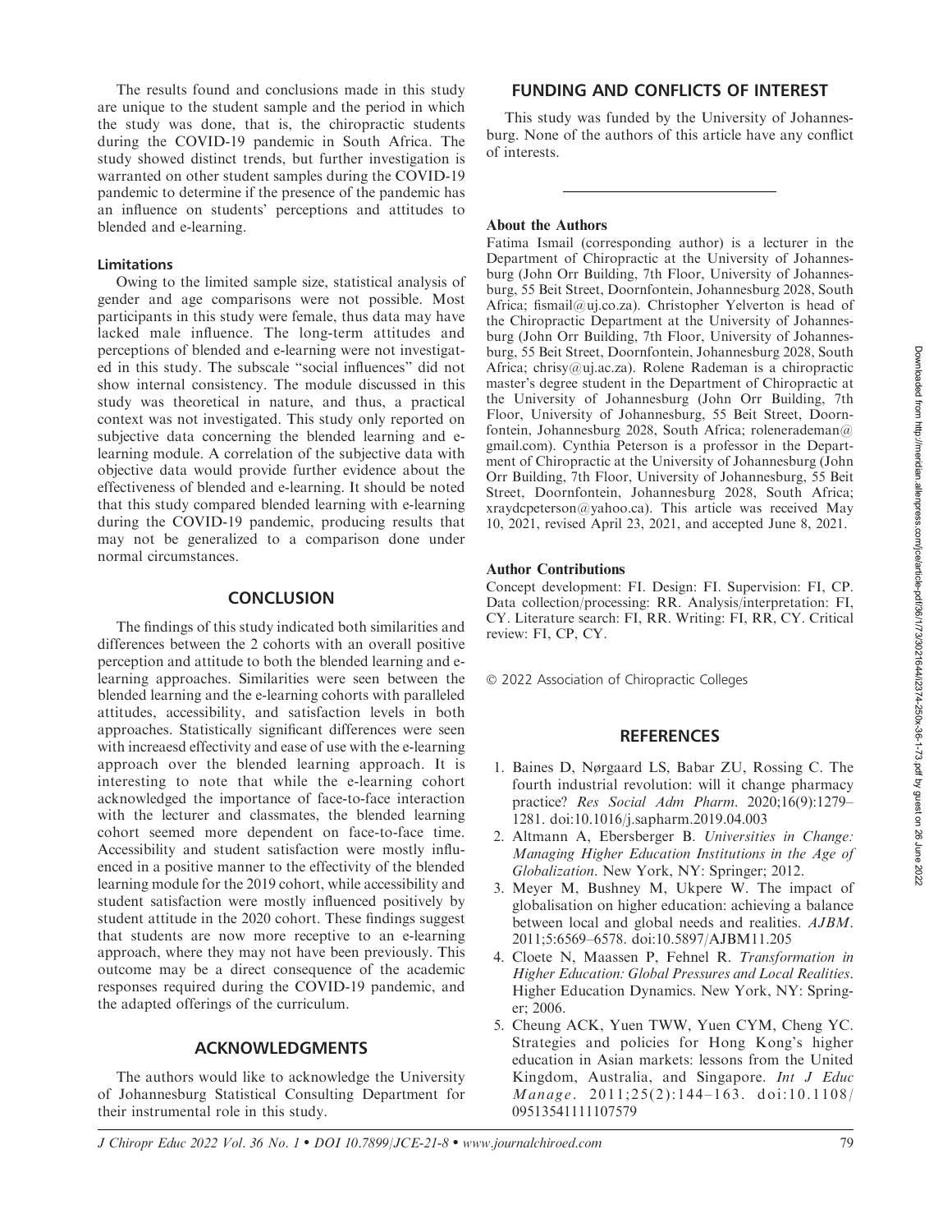The results found and conclusions made in this study are unique to the student sample and the period in which the study was done, that is, the chiropractic students during the COVID-19 pandemic in South Africa. The study showed distinct trends, but further investigation is warranted on other student samples during the COVID-19 pandemic to determine if the presence of the pandemic has an influence on students' perceptions and attitudes to blended and e-learning.

### Limitations

Owing to the limited sample size, statistical analysis of gender and age comparisons were not possible. Most participants in this study were female, thus data may have lacked male influence. The long-term attitudes and perceptions of blended and e-learning were not investigated in this study. The subscale "social influences" did not show internal consistency. The module discussed in this study was theoretical in nature, and thus, a practical context was not investigated. This study only reported on subjective data concerning the blended learning and e-learning module. A correlation of the subjective data with objective data would provide further evidence about the effectiveness of blended and e-learning. It should be noted that this study compared blended learning with e-learning during the COVID-19 pandemic, producing results that may not be generalized to a comparison done under normal circumstances.

## CONCLUSION

The findings of this study indicated both similarities and differences between the 2 cohorts with an overall positive perception and attitude to both the blended learning and e-learning approaches. Similarities were seen between the blended learning and the e-learning cohorts with paralleled attitudes, accessibility, and satisfaction levels in both approaches. Statistically significant differences were seen with increaesd effectivity and ease of use with the e-learning approach over the blended learning approach. It is interesting to note that while the e-learning cohort acknowledged the importance of face-to-face interaction with the lecturer and classmates, the blended learning cohort seemed more dependent on face-to-face time. Accessibility and student satisfaction were mostly influenced in a positive manner to the effectivity of the blended learning module for the 2019 cohort, while accessibility and student satisfaction were mostly influenced positively by student attitude in the 2020 cohort. These findings suggest that students are now more receptive to an e-learning approach, where they may not have been previously. This outcome may be a direct consequence of the academic responses required during the COVID-19 pandemic, and the adapted offerings of the curriculum.

## ACKNOWLEDGMENTS

The authors would like to acknowledge the University of Johannesburg Statistical Consulting Department for their instrumental role in this study.

## FUNDING AND CONFLICTS OF INTEREST

This study was funded by the University of Johannesburg. None of the authors of this article have any conflict of interests.

---

**About the Authors**

Fatima Ismail (corresponding author) is a lecturer in the Department of Chiropractic at the University of Johannesburg (John Orr Building, 7th Floor, University of Johannesburg, 55 Beit Street, Doornfontein, Johannesburg 2028, South Africa; fismail@uj.co.za). Christopher Yelverton is head of the Chiropractic Department at the University of Johannesburg (John Orr Building, 7th Floor, University of Johannesburg, 55 Beit Street, Doornfontein, Johannesburg 2028, South Africa; chrisy@uj.ac.za). Rolene Rademan is a chiropractic master's degree student in the Department of Chiropractic at the University of Johannesburg (John Orr Building, 7th Floor, University of Johannesburg, 55 Beit Street, Doornfontein, Johannesburg 2028, South Africa; rolenerademan@gmail.com). Cynthia Peterson is a professor in the Department of Chiropractic at the University of Johannesburg (John Orr Building, 7th Floor, University of Johannesburg, 55 Beit Street, Doornfontein, Johannesburg 2028, South Africa; xraydcpeterson@yahoo.ca). This article was received May 10, 2021, revised April 23, 2021, and accepted June 8, 2021.

**Author Contributions**

Concept development: FI. Design: FI. Supervision: FI, CP. Data collection/processing: RR. Analysis/interpretation: FI, CY. Literature search: FI, RR. Writing: FI, RR, CY. Critical review: FI, CP, CY.

© 2022 Association of Chiropractic Colleges

## REFERENCES

1. Baines D, Nørgaard LS, Babar ZU, Rossing C. The fourth industrial revolution: will it change pharmacy practice? *Res Social Adm Pharm*. 2020;16(9):1279–1281. doi:10.1016/j.sapharm.2019.04.003
2. Altmann A, Ebersberger B. *Universities in Change: Managing Higher Education Institutions in the Age of Globalization*. New York, NY: Springer; 2012.
3. Meyer M, Bushney M, Ukpere W. The impact of globalisation on higher education: achieving a balance between local and global needs and realities. *AJBM*. 2011;5:6569–6578. doi:10.5897/AJBM11.205
4. Cloete N, Maassen P, Fehnel R. *Transformation in Higher Education: Global Pressures and Local Realities*. Higher Education Dynamics. New York, NY: Springer; 2006.
5. Cheung ACK, Yuen TWW, Yuen CYM, Cheng YC. Strategies and policies for Hong Kong's higher education in Asian markets: lessons from the United Kingdom, Australia, and Singapore. *Int J Educ Manage*. 2011;25(2):144–163. doi:10.1108/09513541111107579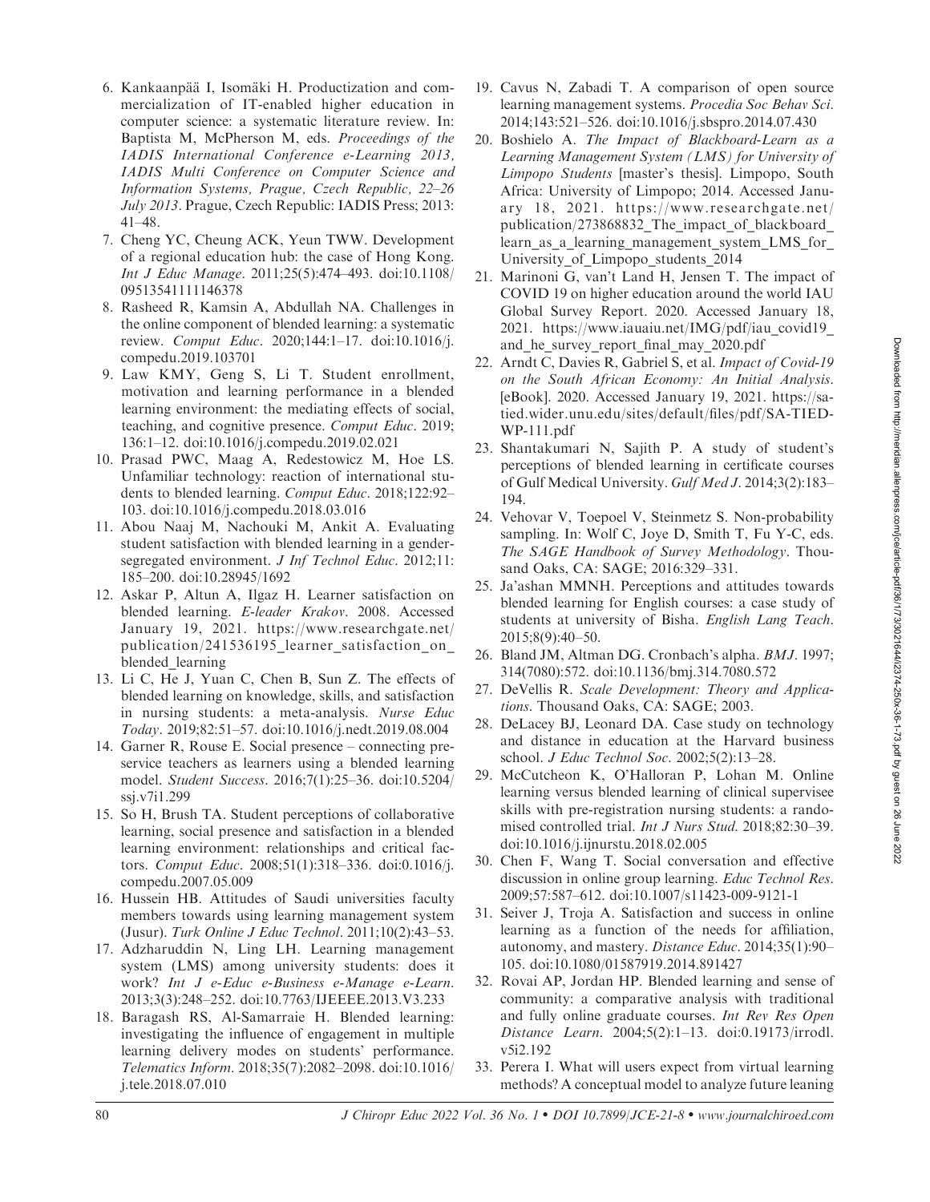6. Kankaanpää I, Isomäki H. Productization and commercialization of IT-enabled higher education in computer science: a systematic literature review. In: Baptista M, McPherson M, eds. *Proceedings of the IADIS International Conference e-Learning 2013, IADIS Multi Conference on Computer Science and Information Systems, Prague, Czech Republic, 22–26 July 2013*. Prague, Czech Republic: IADIS Press; 2013: 41–48.
7. Cheng YC, Cheung ACK, Yeun TWW. Development of a regional education hub: the case of Hong Kong. *Int J Educ Manage*. 2011;25(5):474–493. doi:10.1108/09513541111146378
8. Rasheed R, Kamsin A, Abdullah NA. Challenges in the online component of blended learning: a systematic review. *Comput Educ*. 2020;144:1–17. doi:10.1016/j.compedu.2019.103701
9. Law KMY, Geng S, Li T. Student enrollment, motivation and learning performance in a blended learning environment: the mediating effects of social, teaching, and cognitive presence. *Comput Educ*. 2019; 136:1–12. doi:10.1016/j.compedu.2019.02.021
10. Prasad PWC, Maag A, Redestowicz M, Hoe LS. Unfamiliar technology: reaction of international students to blended learning. *Comput Educ*. 2018;122:92–103. doi:10.1016/j.compedu.2018.03.016
11. Abou Naaj M, Nachouki M, Ankit A. Evaluating student satisfaction with blended learning in a gender-segregated environment. *J Inf Technol Educ*. 2012;11: 185–200. doi:10.28945/1692
12. Askar P, Altun A, Ilgaz H. Learner satisfaction on blended learning. *E-leader Krakov*. 2008. Accessed January 19, 2021. https://www.researchgate.net/publication/241536195_learner_satisfaction_on_blended_learning
13. Li C, He J, Yuan C, Chen B, Sun Z. The effects of blended learning on knowledge, skills, and satisfaction in nursing students: a meta-analysis. *Nurse Educ Today*. 2019;82:51–57. doi:10.1016/j.nedt.2019.08.004
14. Garner R, Rouse E. Social presence – connecting pre-service teachers as learners using a blended learning model. *Student Success*. 2016;7(1):25–36. doi:10.5204/ssj.v7i1.299
15. So H, Brush TA. Student perceptions of collaborative learning, social presence and satisfaction in a blended learning environment: relationships and critical factors. *Comput Educ*. 2008;51(1):318–336. doi:0.1016/j.compedu.2007.05.009
16. Hussein HB. Attitudes of Saudi universities faculty members towards using learning management system (Jusur). *Turk Online J Educ Technol*. 2011;10(2):43–53.
17. Adzharuddin N, Ling LH. Learning management system (LMS) among university students: does it work? *Int J e-Educ e-Business e-Manage e-Learn*. 2013;3(3):248–252. doi:10.7763/IJEEEE.2013.V3.233
18. Baragash RS, Al-Samarraie H. Blended learning: investigating the influence of engagement in multiple learning delivery modes on students' performance. *Telematics Inform*. 2018;35(7):2082–2098. doi:10.1016/j.tele.2018.07.010
19. Cavus N, Zabadi T. A comparison of open source learning management systems. *Procedia Soc Behav Sci*. 2014;143:521–526. doi:10.1016/j.sbspro.2014.07.430
20. Boshielo A. *The Impact of Blackboard-Learn as a Learning Management System (LMS) for University of Limpopo Students* [master's thesis]. Limpopo, South Africa: University of Limpopo; 2014. Accessed January 18, 2021. https://www.researchgate.net/publication/273868832_The_impact_of_blackboard_learn_as_a_learning_management_system_LMS_for_University_of_Limpopo_students_2014
21. Marinoni G, van't Land H, Jensen T. The impact of COVID 19 on higher education around the world IAU Global Survey Report. 2020. Accessed January 18, 2021. https://www.iauaiu.net/IMG/pdf/iau_covid19_and_he_survey_report_final_may_2020.pdf
22. Arndt C, Davies R, Gabriel S, et al. *Impact of Covid-19 on the South African Economy: An Initial Analysis*. [eBook]. 2020. Accessed January 19, 2021. https://sa-tied.wider.unu.edu/sites/default/files/pdf/SA-TIED-WP-111.pdf
23. Shantakumari N, Sajith P. A study of student's perceptions of blended learning in certificate courses of Gulf Medical University. *Gulf Med J*. 2014;3(2):183–194.
24. Vehovar V, Toepoel V, Steinmetz S. Non-probability sampling. In: Wolf C, Joye D, Smith T, Fu Y-C, eds. *The SAGE Handbook of Survey Methodology*. Thousand Oaks, CA: SAGE; 2016:329–331.
25. Ja'ashan MMNH. Perceptions and attitudes towards blended learning for English courses: a case study of students at university of Bisha. *English Lang Teach*. 2015;8(9):40–50.
26. Bland JM, Altman DG. Cronbach's alpha. *BMJ*. 1997; 314(7080):572. doi:10.1136/bmj.314.7080.572
27. DeVellis R. *Scale Development: Theory and Applications*. Thousand Oaks, CA: SAGE; 2003.
28. DeLacey BJ, Leonard DA. Case study on technology and distance in education at the Harvard business school. *J Educ Technol Soc*. 2002;5(2):13–28.
29. McCutcheon K, O'Halloran P, Lohan M. Online learning versus blended learning of clinical supervisee skills with pre-registration nursing students: a randomised controlled trial. *Int J Nurs Stud*. 2018;82:30–39. doi:10.1016/j.ijnurstu.2018.02.005
30. Chen F, Wang T. Social conversation and effective discussion in online group learning. *Educ Technol Res*. 2009;57:587–612. doi:10.1007/s11423-009-9121-1
31. Seiver J, Troja A. Satisfaction and success in online learning as a function of the needs for affiliation, autonomy, and mastery. *Distance Educ*. 2014;35(1):90–105. doi:10.1080/01587919.2014.891427
32. Rovai AP, Jordan HP. Blended learning and sense of community: a comparative analysis with traditional and fully online graduate courses. *Int Rev Res Open Distance Learn*. 2004;5(2):1–13. doi:0.19173/irrodl.v5i2.192
33. Perera I. What will users expect from virtual learning methods? A conceptual model to analyze future leaning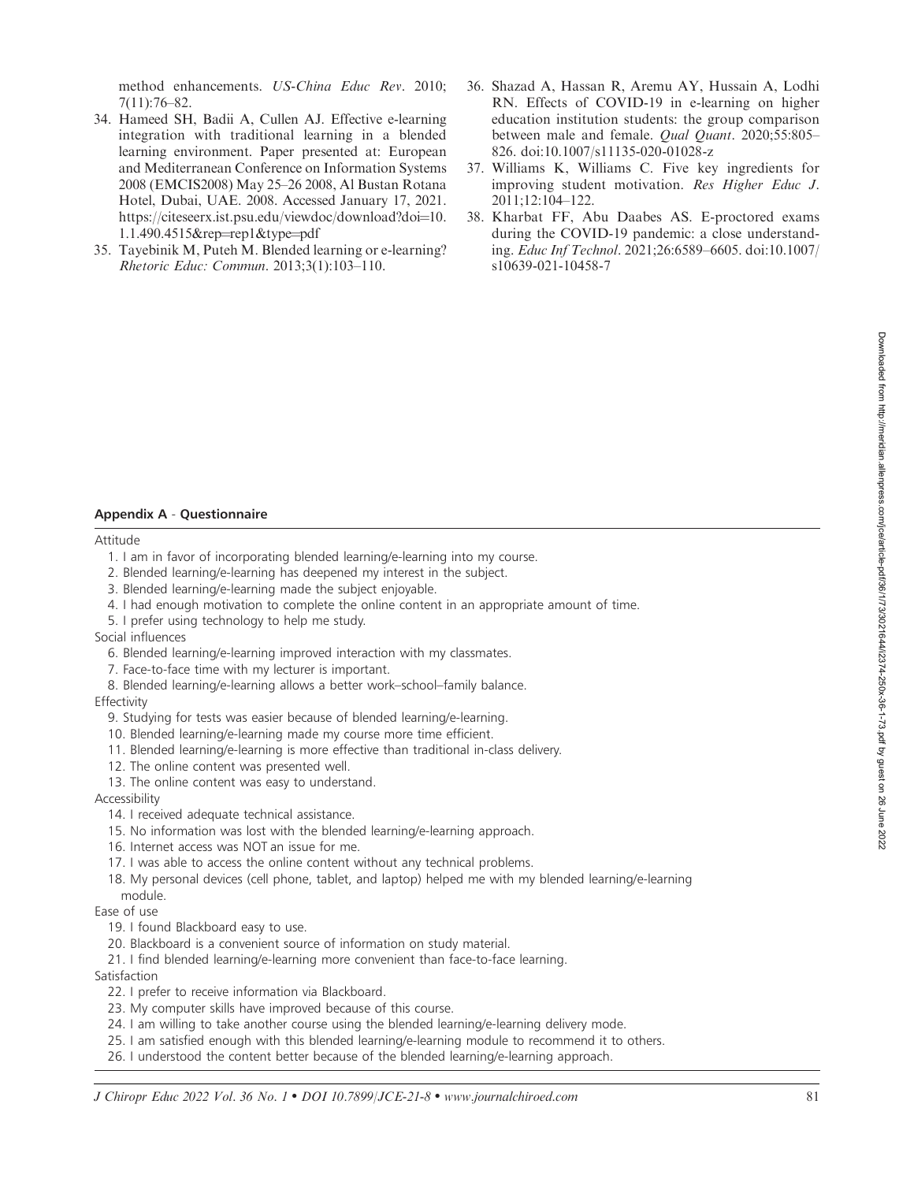method enhancements. *US-China Educ Rev*. 2010; 7(11):76–82.

34. Hameed SH, Badii A, Cullen AJ. Effective e-learning integration with traditional learning in a blended learning environment. Paper presented at: European and Mediterranean Conference on Information Systems 2008 (EMCIS2008) May 25–26 2008, Al Bustan Rotana Hotel, Dubai, UAE. 2008. Accessed January 17, 2021. https://citeseerx.ist.psu.edu/viewdoc/download?doi=10.1.1.490.4515&rep=rep1&type=pdf
35. Tayebinik M, Puteh M. Blended learning or e-learning? *Rhetoric Educ: Commun*. 2013;3(1):103–110.
36. Shazad A, Hassan R, Aremu AY, Hussain A, Lodhi RN. Effects of COVID-19 in e-learning on higher education institution students: the group comparison between male and female. *Qual Quant*. 2020;55:805–826. doi:10.1007/s11135-020-01028-z
37. Williams K, Williams C. Five key ingredients for improving student motivation. *Res Higher Educ J*. 2011;12:104–122.
38. Kharbat FF, Abu Daabes AS. E-proctored exams during the COVID-19 pandemic: a close understanding. *Educ Inf Technol*. 2021;26:6589–6605. doi:10.1007/s10639-021-10458-7

## Appendix A - Questionnaire

Attitude

1. I am in favor of incorporating blended learning/e-learning into my course.
2. Blended learning/e-learning has deepened my interest in the subject.
3. Blended learning/e-learning made the subject enjoyable.
4. I had enough motivation to complete the online content in an appropriate amount of time.
5. I prefer using technology to help me study.

Social influences

6. Blended learning/e-learning improved interaction with my classmates.
7. Face-to-face time with my lecturer is important.
8. Blended learning/e-learning allows a better work–school–family balance.

Effectivity

9. Studying for tests was easier because of blended learning/e-learning.
10. Blended learning/e-learning made my course more time efficient.
11. Blended learning/e-learning is more effective than traditional in-class delivery.
12. The online content was presented well.
13. The online content was easy to understand.

Accessibility

14. I received adequate technical assistance.
15. No information was lost with the blended learning/e-learning approach.
16. Internet access was NOT an issue for me.
17. I was able to access the online content without any technical problems.
18. My personal devices (cell phone, tablet, and laptop) helped me with my blended learning/e-learning module.

Ease of use

19. I found Blackboard easy to use.
20. Blackboard is a convenient source of information on study material.
21. I find blended learning/e-learning more convenient than face-to-face learning.

Satisfaction

22. I prefer to receive information via Blackboard.
23. My computer skills have improved because of this course.
24. I am willing to take another course using the blended learning/e-learning delivery mode.
25. I am satisfied enough with this blended learning/e-learning module to recommend it to others.
26. I understood the content better because of the blended learning/e-learning approach.